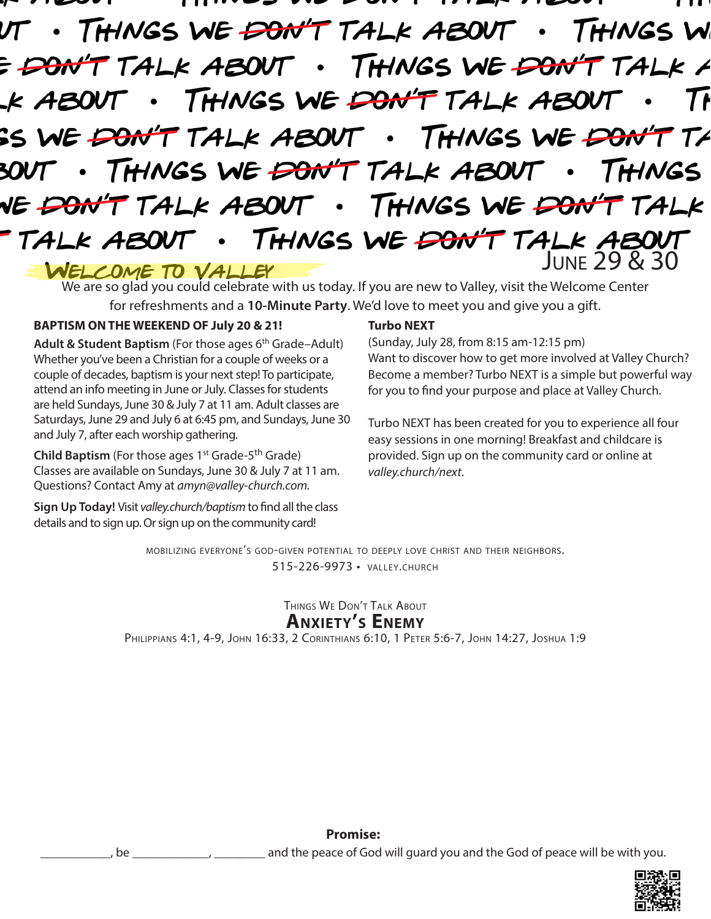# Things We ~~Don't~~ Talk About

June 29 & 30

## Welcome to Valley

We are so glad you could celebrate with us today. If you are new to Valley, visit the Welcome Center for refreshments and a **10-Minute Party**. We'd love to meet you and give you a gift.

**BAPTISM ON THE WEEKEND OF July 20 & 21!**

**Adult & Student Baptism** (For those ages 6th Grade–Adult) Whether you've been a Christian for a couple of weeks or a couple of decades, baptism is your next step! To participate, attend an info meeting in June or July. Classes for students are held Sundays, June 30 & July 7 at 11 am. Adult classes are Saturdays, June 29 and July 6 at 6:45 pm, and Sundays, June 30 and July 7, after each worship gathering.

**Child Baptism** (For those ages 1st Grade-5th Grade) Classes are available on Sundays, June 30 & July 7 at 11 am. Questions? Contact Amy at *amyn@valley-church.com.*

**Sign Up Today!** Visit *valley.church/baptism* to find all the class details and to sign up. Or sign up on the community card!

**Turbo NEXT**

(Sunday, July 28, from 8:15 am-12:15 pm)
Want to discover how to get more involved at Valley Church? Become a member? Turbo NEXT is a simple but powerful way for you to find your purpose and place at Valley Church.

Turbo NEXT has been created for you to experience all four easy sessions in one morning! Breakfast and childcare is provided. Sign up on the community card or online at *valley.church/next*.

mobilizing everyone's god-given potential to deeply love christ and their neighbors.
515-226-9973 • valley.church

Things We Don't Talk About

## Anxiety's Enemy

Philippians 4:1, 4-9, John 16:33, 2 Corinthians 6:10, 1 Peter 5:6-7, John 14:27, Joshua 1:9

**Promise:**

___________, be ____________, ________ and the peace of God will guard you and the God of peace will be with you.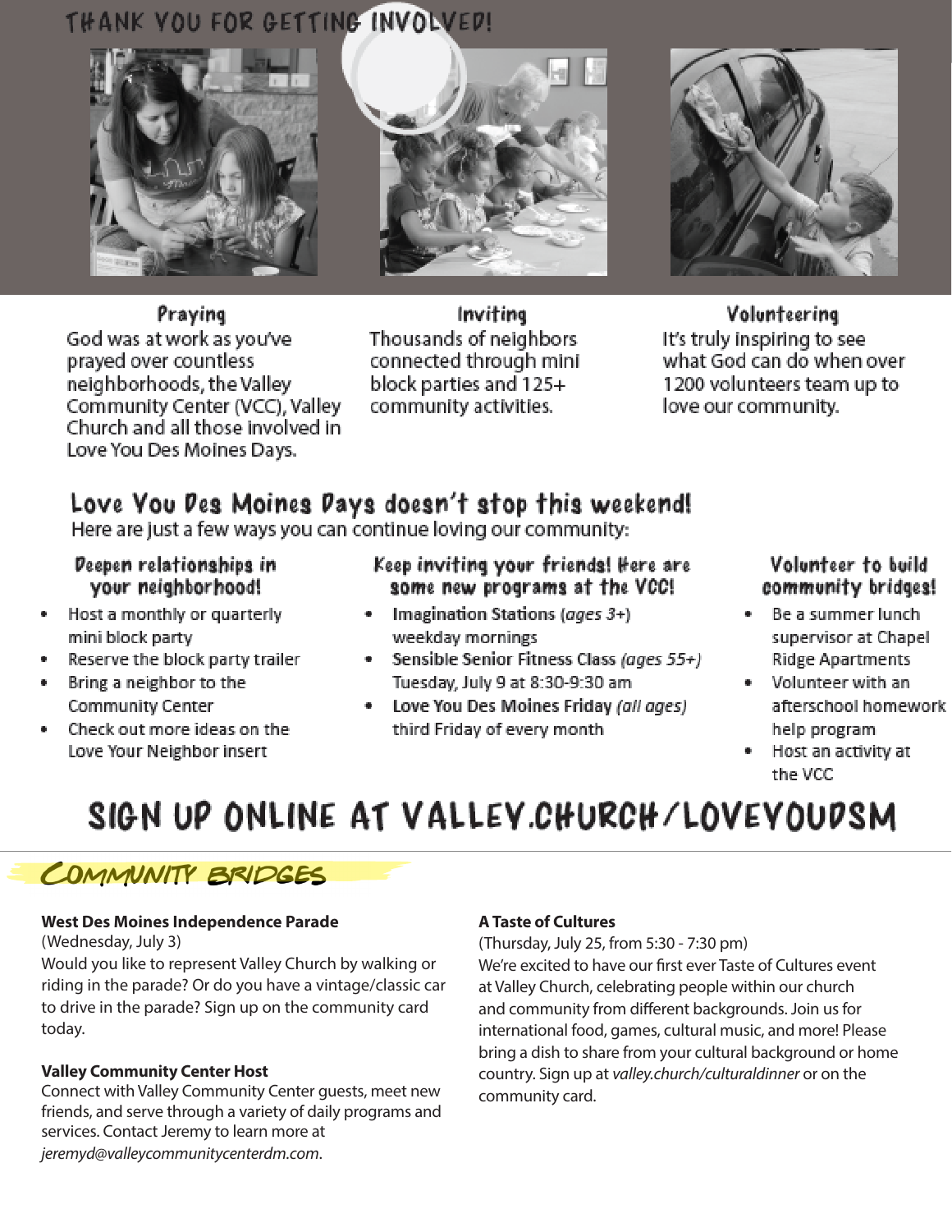# THANK YOU FOR GETTING INVOLVED!

### Praying

God was at work as you've prayed over countless neighborhoods, the Valley Community Center (VCC), Valley Church and all those involved in Love You Des Moines Days.

### Inviting

Thousands of neighbors connected through mini block parties and 125+ community activities.

### Volunteering

It's truly inspiring to see what God can do when over 1200 volunteers team up to love our community.

## Love You Des Moines Days doesn't stop this weekend!

Here are just a few ways you can continue loving our community:

### Deepen relationships in your neighborhood!

- Host a monthly or quarterly mini block party
- Reserve the block party trailer
- Bring a neighbor to the Community Center
- Check out more ideas on the Love Your Neighbor insert

### Keep inviting your friends! Here are some new programs at the VCC!

- **Imagination Stations** (*ages 3+*) weekday mornings
- **Sensible Senior Fitness Class** *(ages 55+)* Tuesday, July 9 at 8:30-9:30 am
- **Love You Des Moines Friday** *(all ages)* third Friday of every month

### Volunteer to build community bridges!

- Be a summer lunch supervisor at Chapel Ridge Apartments
- Volunteer with an afterschool homework help program
- Host an activity at the VCC

## SIGN UP ONLINE AT VALLEY.CHURCH/LOVEYOUDSM

## COMMUNITY BRIDGES

**West Des Moines Independence Parade**
(Wednesday, July 3)
Would you like to represent Valley Church by walking or riding in the parade? Or do you have a vintage/classic car to drive in the parade? Sign up on the community card today.

**Valley Community Center Host**
Connect with Valley Community Center guests, meet new friends, and serve through a variety of daily programs and services. Contact Jeremy to learn more at *jeremyd@valleycommunitycenterdm.com*.

**A Taste of Cultures**
(Thursday, July 25, from 5:30 - 7:30 pm)
We're excited to have our first ever Taste of Cultures event at Valley Church, celebrating people within our church and community from different backgrounds. Join us for international food, games, cultural music, and more! Please bring a dish to share from your cultural background or home country. Sign up at *valley.church/culturaldinner* or on the community card.